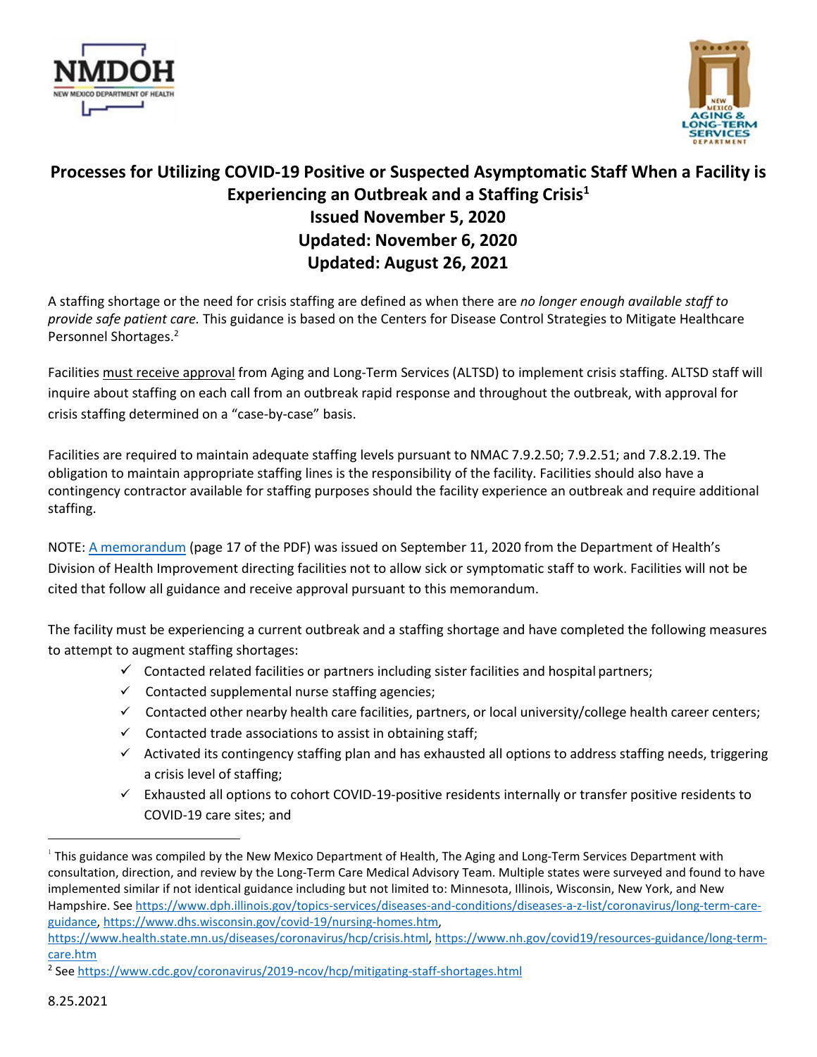# Processes for Utilizing COVID-19 Positive or Suspected Asymptomatic Staff When a Facility is Experiencing an Outbreak and a Staffing Crisis[1]

## Issued November 5, 2020
## Updated: November 6, 2020
## Updated: August 26, 2021

A staffing shortage or the need for crisis staffing are defined as when there are *no longer enough available staff to provide safe patient care.* This guidance is based on the Centers for Disease Control Strategies to Mitigate Healthcare Personnel Shortages.[2]

Facilities must receive approval from Aging and Long-Term Services (ALTSD) to implement crisis staffing. ALTSD staff will inquire about staffing on each call from an outbreak rapid response and throughout the outbreak, with approval for crisis staffing determined on a "case-by-case" basis.

Facilities are required to maintain adequate staffing levels pursuant to NMAC 7.9.2.50; 7.9.2.51; and 7.8.2.19. The obligation to maintain appropriate staffing lines is the responsibility of the facility. Facilities should also have a contingency contractor available for staffing purposes should the facility experience an outbreak and require additional staffing.

NOTE: A memorandum (page 17 of the PDF) was issued on September 11, 2020 from the Department of Health's Division of Health Improvement directing facilities not to allow sick or symptomatic staff to work. Facilities will not be cited that follow all guidance and receive approval pursuant to this memorandum.

The facility must be experiencing a current outbreak and a staffing shortage and have completed the following measures to attempt to augment staffing shortages:

- ✓ Contacted related facilities or partners including sister facilities and hospital partners;
- ✓ Contacted supplemental nurse staffing agencies;
- ✓ Contacted other nearby health care facilities, partners, or local university/college health career centers;
- ✓ Contacted trade associations to assist in obtaining staff;
- ✓ Activated its contingency staffing plan and has exhausted all options to address staffing needs, triggering a crisis level of staffing;
- ✓ Exhausted all options to cohort COVID-19-positive residents internally or transfer positive residents to COVID-19 care sites; and

---

[1] This guidance was compiled by the New Mexico Department of Health, The Aging and Long-Term Services Department with consultation, direction, and review by the Long-Term Care Medical Advisory Team. Multiple states were surveyed and found to have implemented similar if not identical guidance including but not limited to: Minnesota, Illinois, Wisconsin, New York, and New Hampshire. See https://www.dph.illinois.gov/topics-services/diseases-and-conditions/diseases-a-z-list/coronavirus/long-term-care-guidance, https://www.dhs.wisconsin.gov/covid-19/nursing-homes.htm, https://www.health.state.mn.us/diseases/coronavirus/hcp/crisis.html, https://www.nh.gov/covid19/resources-guidance/long-term-care.htm

[2] See https://www.cdc.gov/coronavirus/2019-ncov/hcp/mitigating-staff-shortages.html

8.25.2021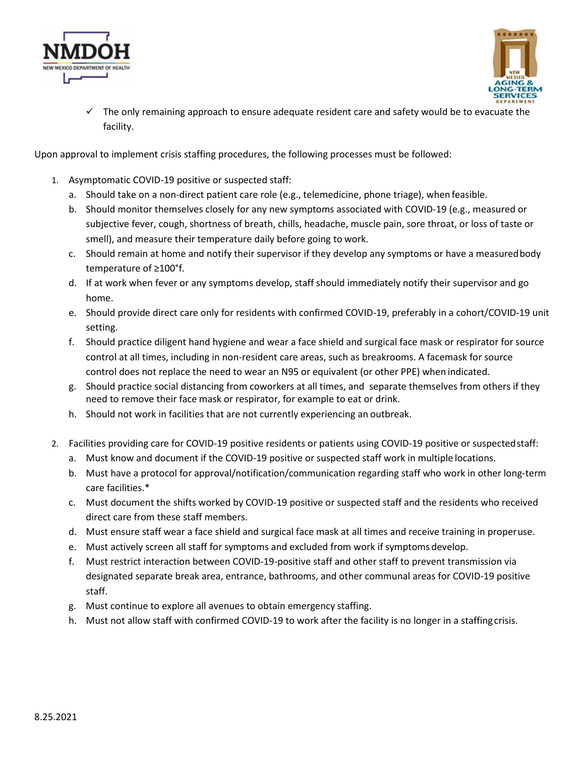- ✓ The only remaining approach to ensure adequate resident care and safety would be to evacuate the facility.

Upon approval to implement crisis staffing procedures, the following processes must be followed:

1. Asymptomatic COVID-19 positive or suspected staff:
   a. Should take on a non-direct patient care role (e.g., telemedicine, phone triage), when feasible.
   b. Should monitor themselves closely for any new symptoms associated with COVID-19 (e.g., measured or subjective fever, cough, shortness of breath, chills, headache, muscle pain, sore throat, or loss of taste or smell), and measure their temperature daily before going to work.
   c. Should remain at home and notify their supervisor if they develop any symptoms or have a measured body temperature of ≥100°f.
   d. If at work when fever or any symptoms develop, staff should immediately notify their supervisor and go home.
   e. Should provide direct care only for residents with confirmed COVID-19, preferably in a cohort/COVID-19 unit setting.
   f. Should practice diligent hand hygiene and wear a face shield and surgical face mask or respirator for source control at all times, including in non-resident care areas, such as breakrooms. A facemask for source control does not replace the need to wear an N95 or equivalent (or other PPE) when indicated.
   g. Should practice social distancing from coworkers at all times, and separate themselves from others if they need to remove their face mask or respirator, for example to eat or drink.
   h. Should not work in facilities that are not currently experiencing an outbreak.

2. Facilities providing care for COVID-19 positive residents or patients using COVID-19 positive or suspected staff:
   a. Must know and document if the COVID-19 positive or suspected staff work in multiple locations.
   b. Must have a protocol for approval/notification/communication regarding staff who work in other long-term care facilities.*
   c. Must document the shifts worked by COVID-19 positive or suspected staff and the residents who received direct care from these staff members.
   d. Must ensure staff wear a face shield and surgical face mask at all times and receive training in proper use.
   e. Must actively screen all staff for symptoms and excluded from work if symptoms develop.
   f. Must restrict interaction between COVID-19-positive staff and other staff to prevent transmission via designated separate break area, entrance, bathrooms, and other communal areas for COVID-19 positive staff.
   g. Must continue to explore all avenues to obtain emergency staffing.
   h. Must not allow staff with confirmed COVID-19 to work after the facility is no longer in a staffing crisis.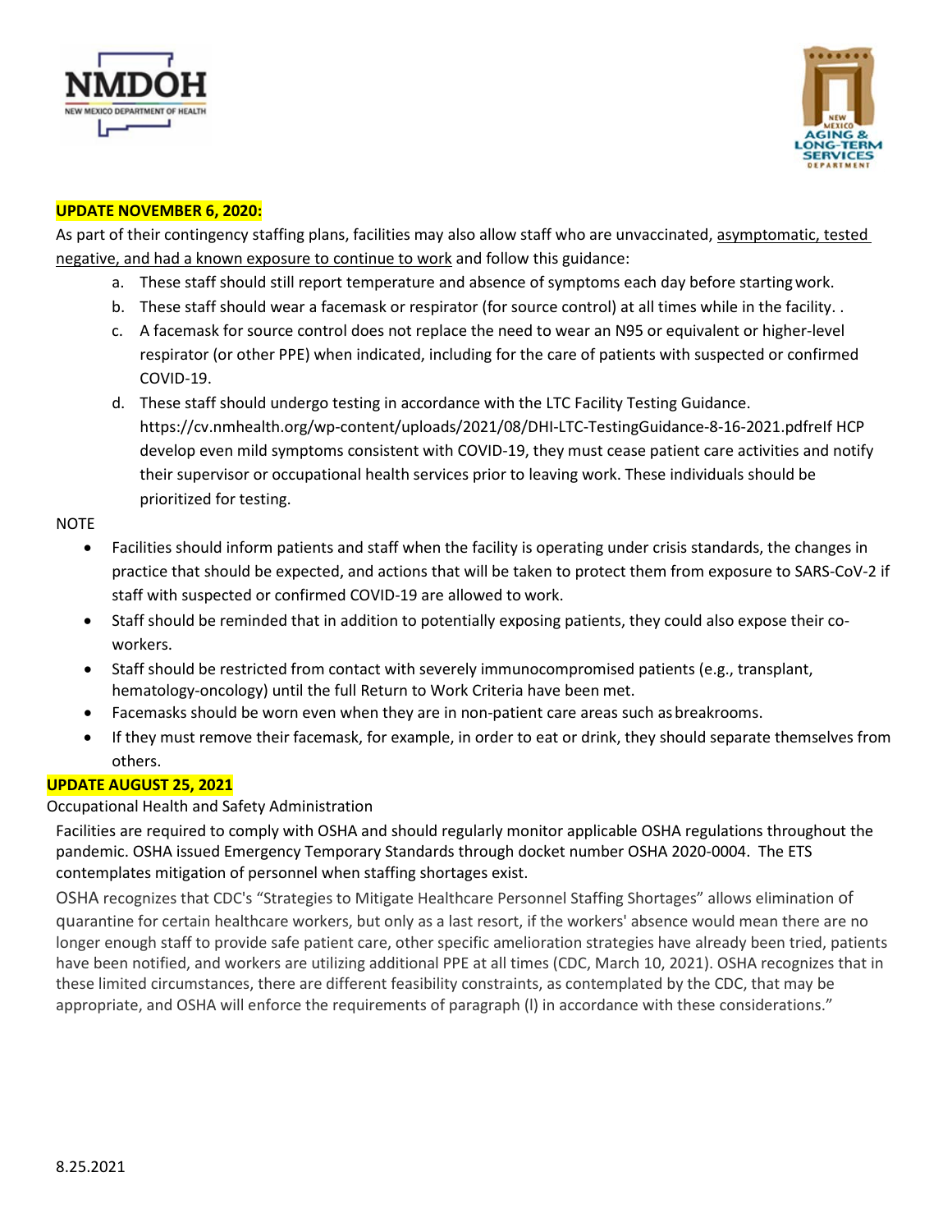**UPDATE NOVEMBER 6, 2020:**

As part of their contingency staffing plans, facilities may also allow staff who are unvaccinated, asymptomatic, tested negative, and had a known exposure to continue to work and follow this guidance:

a. These staff should still report temperature and absence of symptoms each day before starting work.
b. These staff should wear a facemask or respirator (for source control) at all times while in the facility. .
c. A facemask for source control does not replace the need to wear an N95 or equivalent or higher-level respirator (or other PPE) when indicated, including for the care of patients with suspected or confirmed COVID-19.
d. These staff should undergo testing in accordance with the LTC Facility Testing Guidance. https://cv.nmhealth.org/wp-content/uploads/2021/08/DHI-LTC-TestingGuidance-8-16-2021.pdfIf HCP develop even mild symptoms consistent with COVID-19, they must cease patient care activities and notify their supervisor or occupational health services prior to leaving work. These individuals should be prioritized for testing.

NOTE

- Facilities should inform patients and staff when the facility is operating under crisis standards, the changes in practice that should be expected, and actions that will be taken to protect them from exposure to SARS-CoV-2 if staff with suspected or confirmed COVID-19 are allowed to work.
- Staff should be reminded that in addition to potentially exposing patients, they could also expose their co-workers.
- Staff should be restricted from contact with severely immunocompromised patients (e.g., transplant, hematology-oncology) until the full Return to Work Criteria have been met.
- Facemasks should be worn even when they are in non-patient care areas such as breakrooms.
- If they must remove their facemask, for example, in order to eat or drink, they should separate themselves from others.

**UPDATE AUGUST 25, 2021**

Occupational Health and Safety Administration

Facilities are required to comply with OSHA and should regularly monitor applicable OSHA regulations throughout the pandemic. OSHA issued Emergency Temporary Standards through docket number OSHA 2020-0004. The ETS contemplates mitigation of personnel when staffing shortages exist.

OSHA recognizes that CDC's "Strategies to Mitigate Healthcare Personnel Staffing Shortages" allows elimination of quarantine for certain healthcare workers, but only as a last resort, if the workers' absence would mean there are no longer enough staff to provide safe patient care, other specific amelioration strategies have already been tried, patients have been notified, and workers are utilizing additional PPE at all times (CDC, March 10, 2021). OSHA recognizes that in these limited circumstances, there are different feasibility constraints, as contemplated by the CDC, that may be appropriate, and OSHA will enforce the requirements of paragraph (l) in accordance with these considerations."

8.25.2021